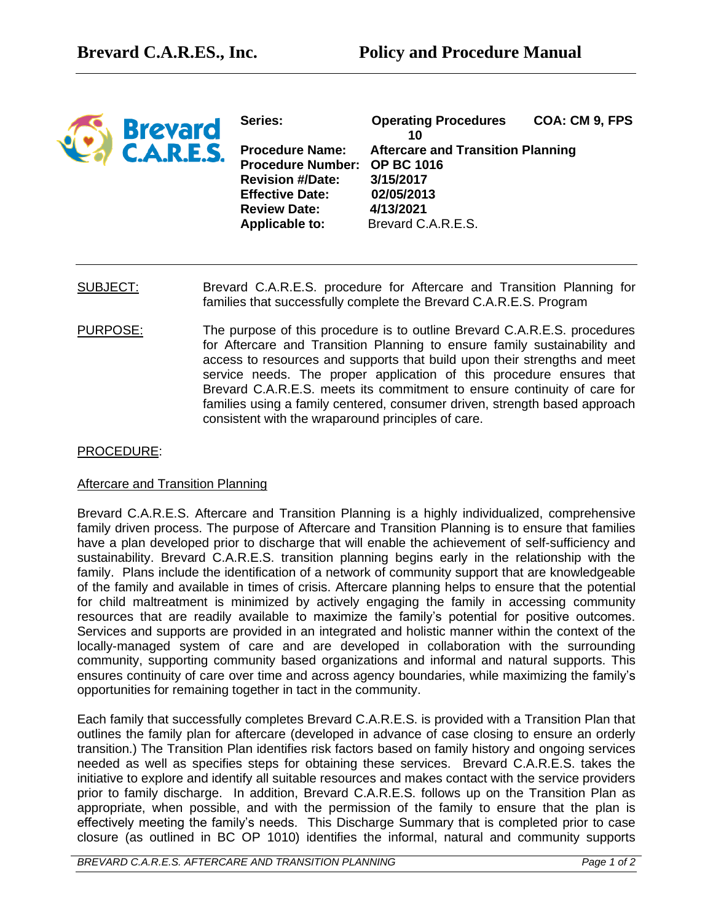# Brevard C.A.R.ES., Inc. Policy and Procedure Manual

| | |
|---|---|
| **Series:** | **Operating Procedures** **COA: CM 9, FPS 10** |
| **Procedure Name:** | **Aftercare and Transition Planning** |
| **Procedure Number:** | **OP BC 1016** |
| **Revision #/Date:** | **3/15/2017** |
| **Effective Date:** | **02/05/2013** |
| **Review Date:** | **4/13/2021** |
| **Applicable to:** | Brevard C.A.R.E.S. |

SUBJECT: Brevard C.A.R.E.S. procedure for Aftercare and Transition Planning for families that successfully complete the Brevard C.A.R.E.S. Program

PURPOSE: The purpose of this procedure is to outline Brevard C.A.R.E.S. procedures for Aftercare and Transition Planning to ensure family sustainability and access to resources and supports that build upon their strengths and meet service needs. The proper application of this procedure ensures that Brevard C.A.R.E.S. meets its commitment to ensure continuity of care for families using a family centered, consumer driven, strength based approach consistent with the wraparound principles of care.

PROCEDURE:

Aftercare and Transition Planning

Brevard C.A.R.E.S. Aftercare and Transition Planning is a highly individualized, comprehensive family driven process. The purpose of Aftercare and Transition Planning is to ensure that families have a plan developed prior to discharge that will enable the achievement of self-sufficiency and sustainability. Brevard C.A.R.E.S. transition planning begins early in the relationship with the family. Plans include the identification of a network of community support that are knowledgeable of the family and available in times of crisis. Aftercare planning helps to ensure that the potential for child maltreatment is minimized by actively engaging the family in accessing community resources that are readily available to maximize the family's potential for positive outcomes. Services and supports are provided in an integrated and holistic manner within the context of the locally-managed system of care and are developed in collaboration with the surrounding community, supporting community based organizations and informal and natural supports. This ensures continuity of care over time and across agency boundaries, while maximizing the family's opportunities for remaining together in tact in the community.

Each family that successfully completes Brevard C.A.R.E.S. is provided with a Transition Plan that outlines the family plan for aftercare (developed in advance of case closing to ensure an orderly transition.) The Transition Plan identifies risk factors based on family history and ongoing services needed as well as specifies steps for obtaining these services. Brevard C.A.R.E.S. takes the initiative to explore and identify all suitable resources and makes contact with the service providers prior to family discharge. In addition, Brevard C.A.R.E.S. follows up on the Transition Plan as appropriate, when possible, and with the permission of the family to ensure that the plan is effectively meeting the family's needs. This Discharge Summary that is completed prior to case closure (as outlined in BC OP 1010) identifies the informal, natural and community supports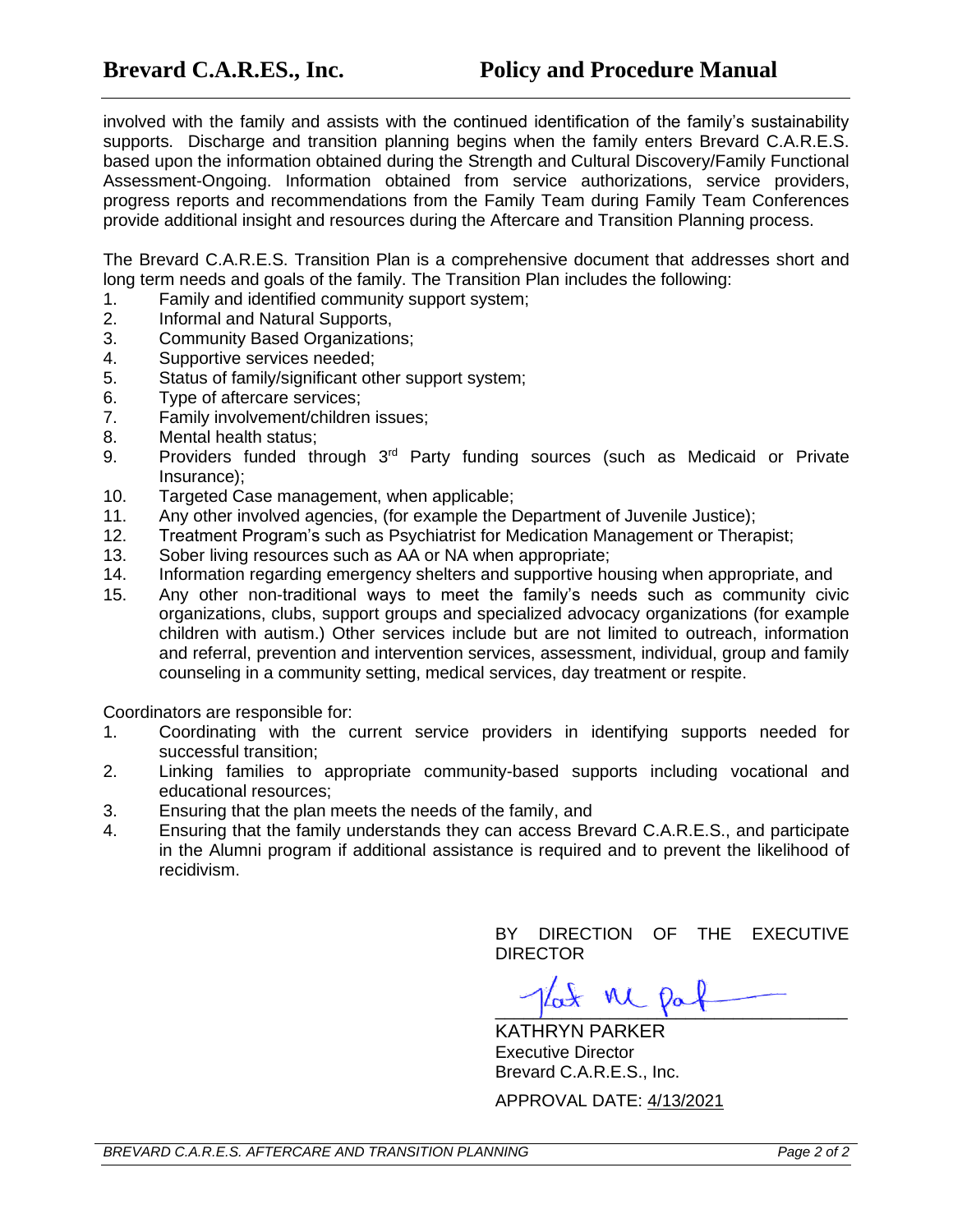involved with the family and assists with the continued identification of the family's sustainability supports. Discharge and transition planning begins when the family enters Brevard C.A.R.E.S. based upon the information obtained during the Strength and Cultural Discovery/Family Functional Assessment-Ongoing. Information obtained from service authorizations, service providers, progress reports and recommendations from the Family Team during Family Team Conferences provide additional insight and resources during the Aftercare and Transition Planning process.

The Brevard C.A.R.E.S. Transition Plan is a comprehensive document that addresses short and long term needs and goals of the family. The Transition Plan includes the following:

1. Family and identified community support system;
2. Informal and Natural Supports,
3. Community Based Organizations;
4. Supportive services needed;
5. Status of family/significant other support system;
6. Type of aftercare services;
7. Family involvement/children issues;
8. Mental health status;
9. Providers funded through 3rd Party funding sources (such as Medicaid or Private Insurance);
10. Targeted Case management, when applicable;
11. Any other involved agencies, (for example the Department of Juvenile Justice);
12. Treatment Program's such as Psychiatrist for Medication Management or Therapist;
13. Sober living resources such as AA or NA when appropriate;
14. Information regarding emergency shelters and supportive housing when appropriate, and
15. Any other non-traditional ways to meet the family's needs such as community civic organizations, clubs, support groups and specialized advocacy organizations (for example children with autism.) Other services include but are not limited to outreach, information and referral, prevention and intervention services, assessment, individual, group and family counseling in a community setting, medical services, day treatment or respite.

Coordinators are responsible for:

1. Coordinating with the current service providers in identifying supports needed for successful transition;
2. Linking families to appropriate community-based supports including vocational and educational resources;
3. Ensuring that the plan meets the needs of the family, and
4. Ensuring that the family understands they can access Brevard C.A.R.E.S., and participate in the Alumni program if additional assistance is required and to prevent the likelihood of recidivism.

BY DIRECTION OF THE EXECUTIVE DIRECTOR

KATHRYN PARKER
Executive Director
Brevard C.A.R.E.S., Inc.

APPROVAL DATE: 4/13/2021